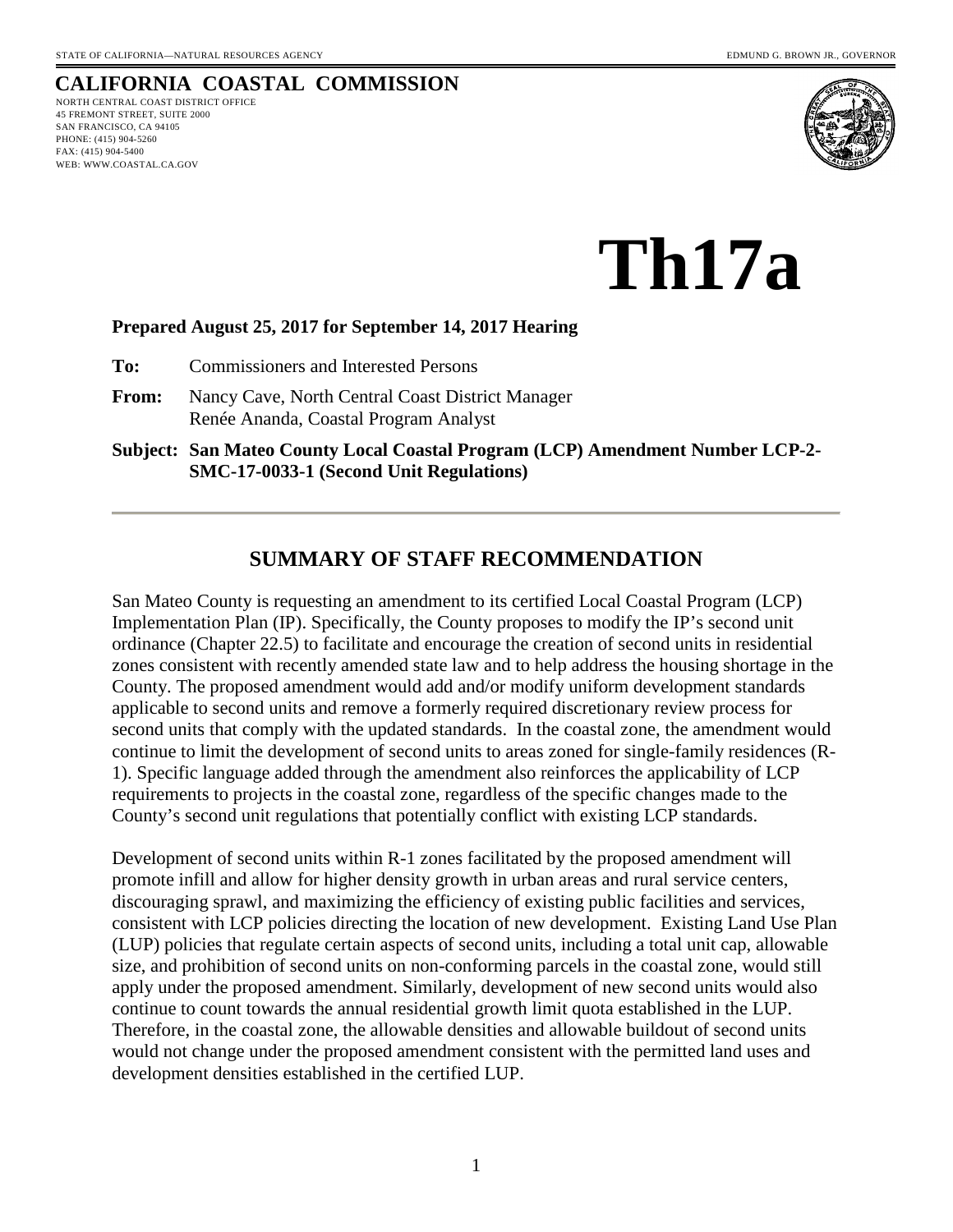STATE OF CALIFORNIA—NATURAL RESOURCES AGENCY EDMUND G. BROWN JR., GOVERNOR

# CALIFORNIA COASTAL COMMISSION

NORTH CENTRAL COAST DISTRICT OFFICE
45 FREMONT STREET, SUITE 2000
SAN FRANCISCO, CA 94105
PHONE: (415) 904-5260
FAX: (415) 904-5400
WEB: WWW.COASTAL.CA.GOV

# Th17a

**Prepared August 25, 2017 for September 14, 2017 Hearing**

**To:** Commissioners and Interested Persons

**From:** Nancy Cave, North Central Coast District Manager
Renée Ananda, Coastal Program Analyst

**Subject: San Mateo County Local Coastal Program (LCP) Amendment Number LCP-2-SMC-17-0033-1 (Second Unit Regulations)**

---

## SUMMARY OF STAFF RECOMMENDATION

San Mateo County is requesting an amendment to its certified Local Coastal Program (LCP) Implementation Plan (IP). Specifically, the County proposes to modify the IP's second unit ordinance (Chapter 22.5) to facilitate and encourage the creation of second units in residential zones consistent with recently amended state law and to help address the housing shortage in the County. The proposed amendment would add and/or modify uniform development standards applicable to second units and remove a formerly required discretionary review process for second units that comply with the updated standards. In the coastal zone, the amendment would continue to limit the development of second units to areas zoned for single-family residences (R-1). Specific language added through the amendment also reinforces the applicability of LCP requirements to projects in the coastal zone, regardless of the specific changes made to the County's second unit regulations that potentially conflict with existing LCP standards.

Development of second units within R-1 zones facilitated by the proposed amendment will promote infill and allow for higher density growth in urban areas and rural service centers, discouraging sprawl, and maximizing the efficiency of existing public facilities and services, consistent with LCP policies directing the location of new development. Existing Land Use Plan (LUP) policies that regulate certain aspects of second units, including a total unit cap, allowable size, and prohibition of second units on non-conforming parcels in the coastal zone, would still apply under the proposed amendment. Similarly, development of new second units would also continue to count towards the annual residential growth limit quota established in the LUP. Therefore, in the coastal zone, the allowable densities and allowable buildout of second units would not change under the proposed amendment consistent with the permitted land uses and development densities established in the certified LUP.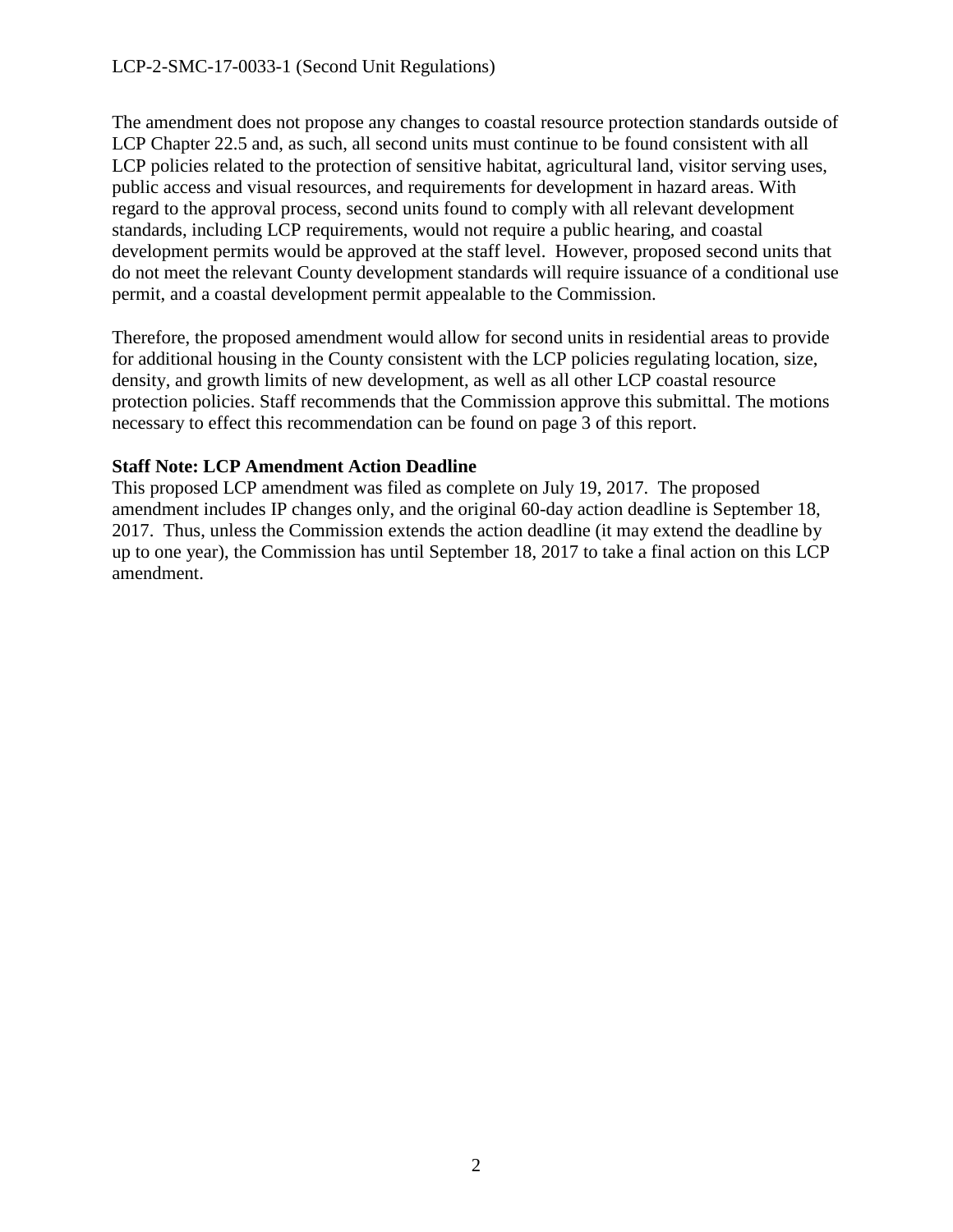The amendment does not propose any changes to coastal resource protection standards outside of LCP Chapter 22.5 and, as such, all second units must continue to be found consistent with all LCP policies related to the protection of sensitive habitat, agricultural land, visitor serving uses, public access and visual resources, and requirements for development in hazard areas. With regard to the approval process, second units found to comply with all relevant development standards, including LCP requirements, would not require a public hearing, and coastal development permits would be approved at the staff level. However, proposed second units that do not meet the relevant County development standards will require issuance of a conditional use permit, and a coastal development permit appealable to the Commission.

Therefore, the proposed amendment would allow for second units in residential areas to provide for additional housing in the County consistent with the LCP policies regulating location, size, density, and growth limits of new development, as well as all other LCP coastal resource protection policies. Staff recommends that the Commission approve this submittal. The motions necessary to effect this recommendation can be found on page 3 of this report.

**Staff Note: LCP Amendment Action Deadline**

This proposed LCP amendment was filed as complete on July 19, 2017. The proposed amendment includes IP changes only, and the original 60-day action deadline is September 18, 2017. Thus, unless the Commission extends the action deadline (it may extend the deadline by up to one year), the Commission has until September 18, 2017 to take a final action on this LCP amendment.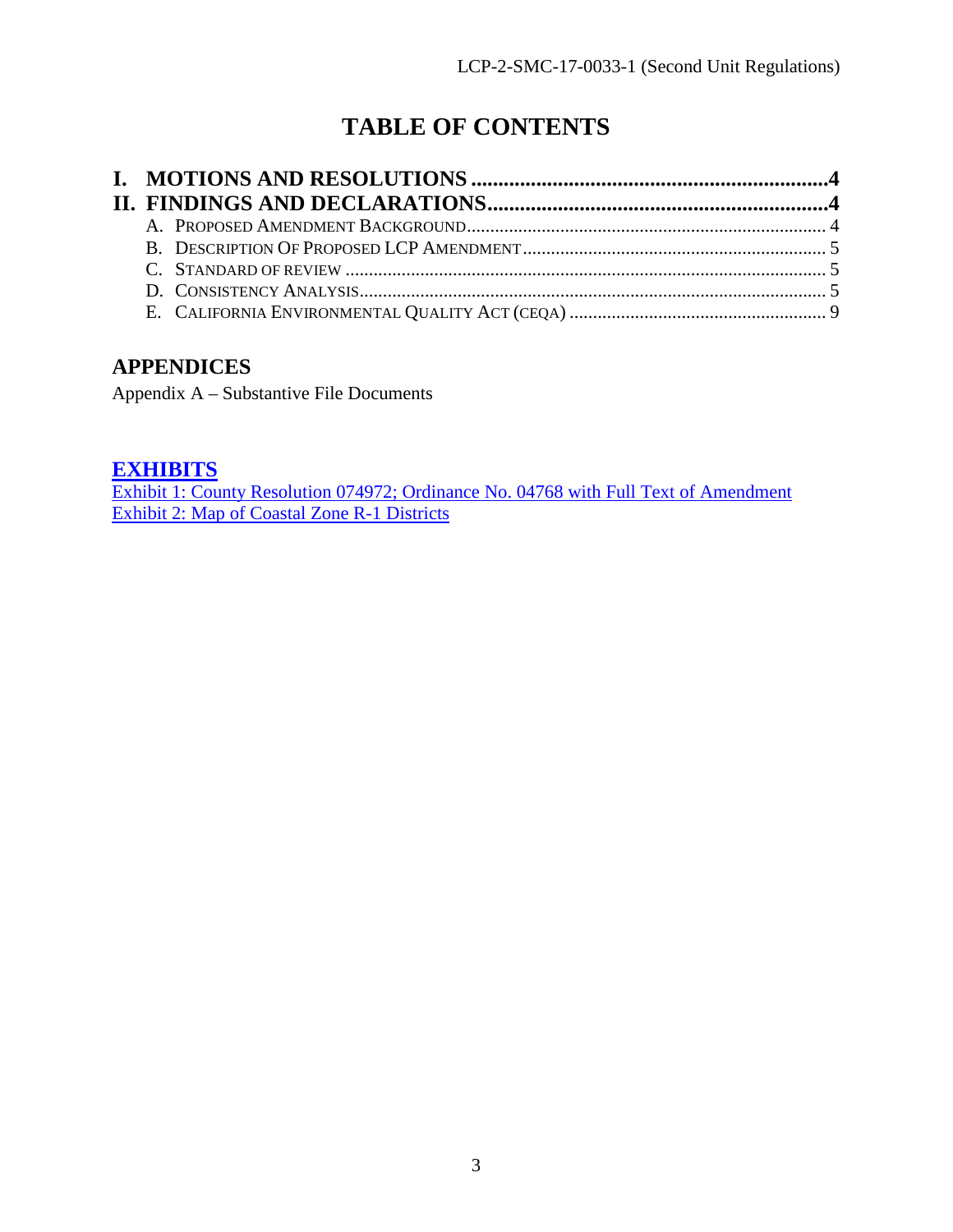# TABLE OF CONTENTS

**I. MOTIONS AND RESOLUTIONS ....................................................................4**
**II. FINDINGS AND DECLARATIONS...............................................................4**

- A. PROPOSED AMENDMENT BACKGROUND............................................................................ 4
- B. DESCRIPTION OF PROPOSED LCP AMENDMENT................................................................. 5
- C. STANDARD OF REVIEW ...................................................................................................... 5
- D. CONSISTENCY ANALYSIS................................................................................................... 5
- E. CALIFORNIA ENVIRONMENTAL QUALITY ACT (CEQA) ...................................................... 9

## APPENDICES

Appendix A – Substantive File Documents

## EXHIBITS

Exhibit 1: County Resolution 074972; Ordinance No. 04768 with Full Text of Amendment
Exhibit 2: Map of Coastal Zone R-1 Districts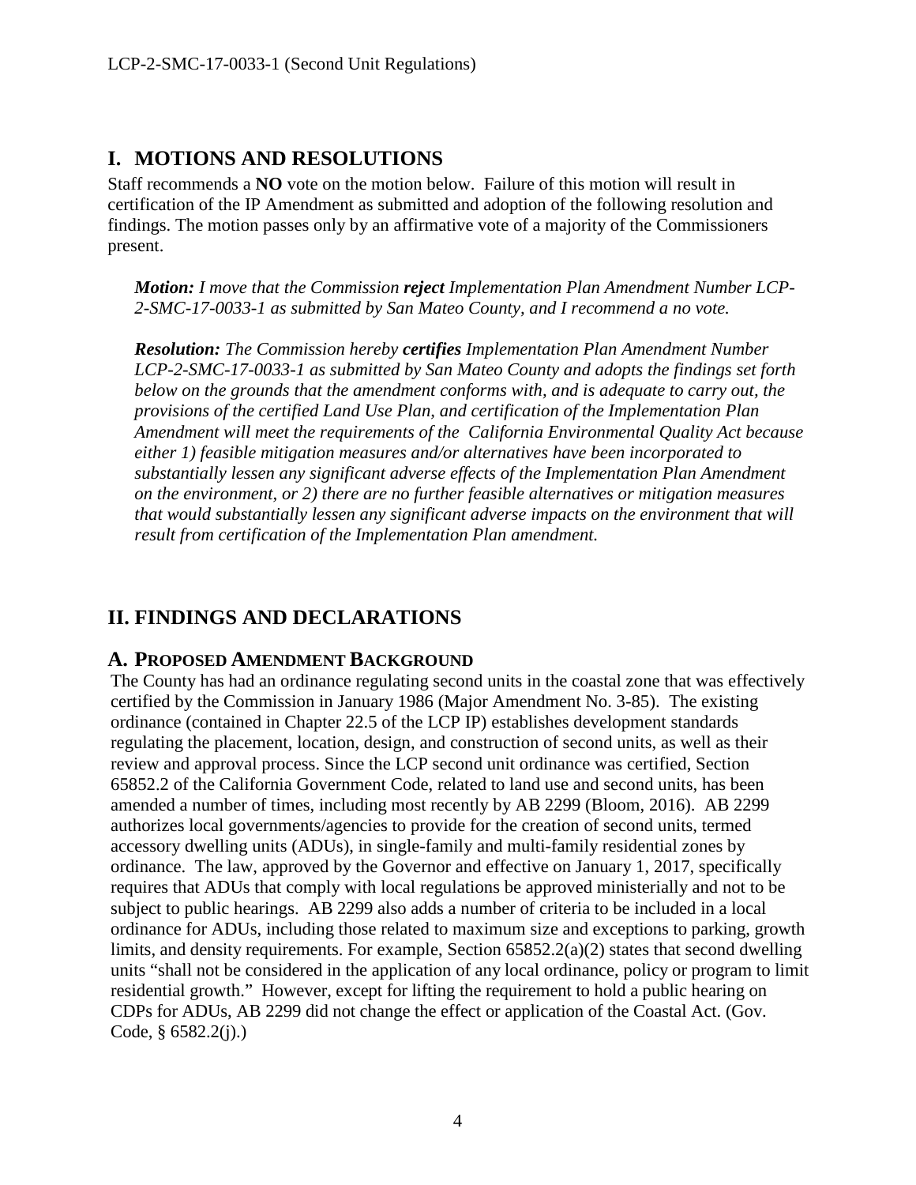# I. MOTIONS AND RESOLUTIONS

Staff recommends a **NO** vote on the motion below. Failure of this motion will result in certification of the IP Amendment as submitted and adoption of the following resolution and findings. The motion passes only by an affirmative vote of a majority of the Commissioners present.

> ***Motion:*** *I move that the Commission **reject** Implementation Plan Amendment Number LCP-2-SMC-17-0033-1 as submitted by San Mateo County, and I recommend a no vote.*
>
> ***Resolution:*** *The Commission hereby **certifies** Implementation Plan Amendment Number LCP-2-SMC-17-0033-1 as submitted by San Mateo County and adopts the findings set forth below on the grounds that the amendment conforms with, and is adequate to carry out, the provisions of the certified Land Use Plan, and certification of the Implementation Plan Amendment will meet the requirements of the California Environmental Quality Act because either 1) feasible mitigation measures and/or alternatives have been incorporated to substantially lessen any significant adverse effects of the Implementation Plan Amendment on the environment, or 2) there are no further feasible alternatives or mitigation measures that would substantially lessen any significant adverse impacts on the environment that will result from certification of the Implementation Plan amendment.*

# II. FINDINGS AND DECLARATIONS

## A. PROPOSED AMENDMENT BACKGROUND

The County has had an ordinance regulating second units in the coastal zone that was effectively certified by the Commission in January 1986 (Major Amendment No. 3-85). The existing ordinance (contained in Chapter 22.5 of the LCP IP) establishes development standards regulating the placement, location, design, and construction of second units, as well as their review and approval process. Since the LCP second unit ordinance was certified, Section 65852.2 of the California Government Code, related to land use and second units, has been amended a number of times, including most recently by AB 2299 (Bloom, 2016). AB 2299 authorizes local governments/agencies to provide for the creation of second units, termed accessory dwelling units (ADUs), in single-family and multi-family residential zones by ordinance. The law, approved by the Governor and effective on January 1, 2017, specifically requires that ADUs that comply with local regulations be approved ministerially and not to be subject to public hearings. AB 2299 also adds a number of criteria to be included in a local ordinance for ADUs, including those related to maximum size and exceptions to parking, growth limits, and density requirements. For example, Section 65852.2(a)(2) states that second dwelling units "shall not be considered in the application of any local ordinance, policy or program to limit residential growth." However, except for lifting the requirement to hold a public hearing on CDPs for ADUs, AB 2299 did not change the effect or application of the Coastal Act. (Gov. Code, § 6582.2(j).)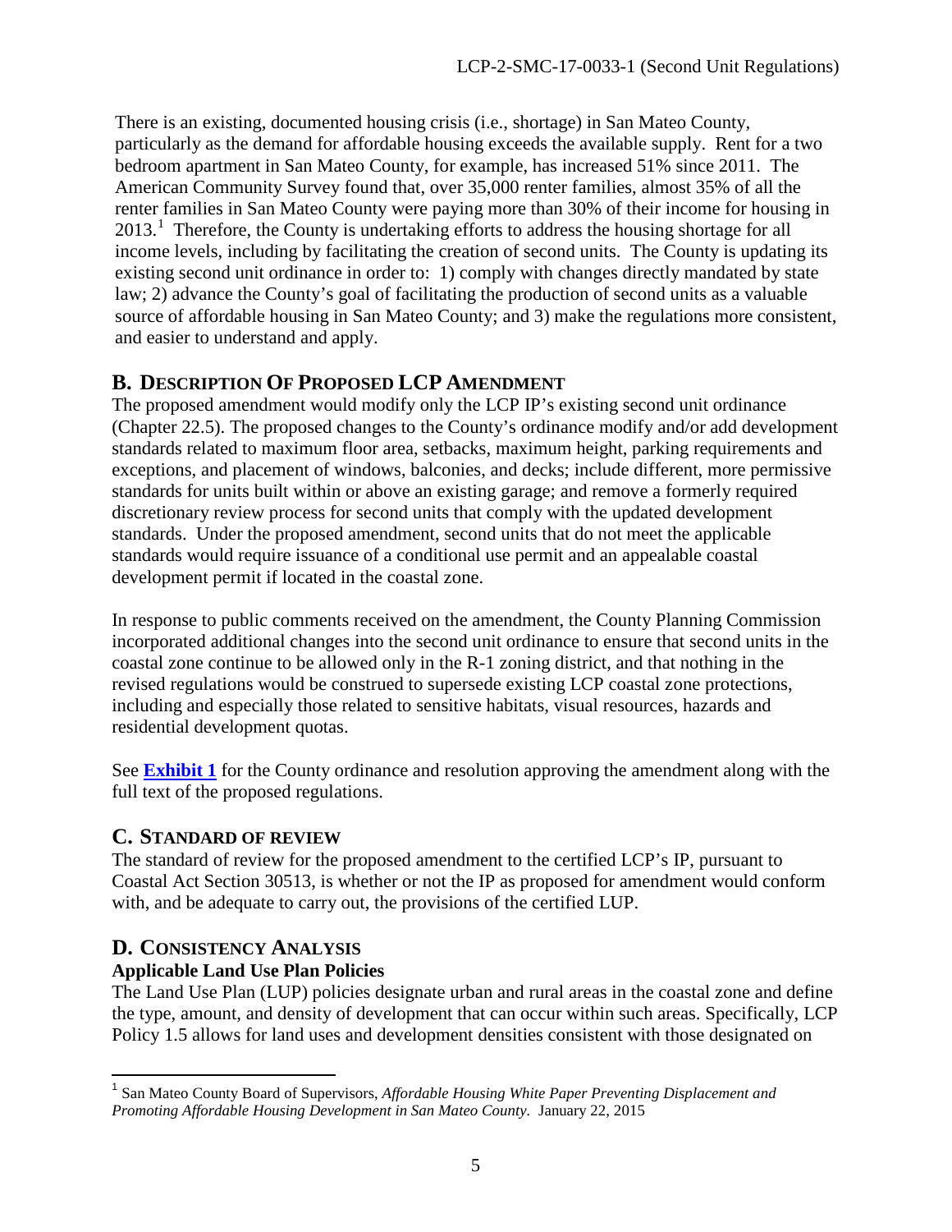There is an existing, documented housing crisis (i.e., shortage) in San Mateo County, particularly as the demand for affordable housing exceeds the available supply. Rent for a two bedroom apartment in San Mateo County, for example, has increased 51% since 2011. The American Community Survey found that, over 35,000 renter families, almost 35% of all the renter families in San Mateo County were paying more than 30% of their income for housing in 2013.[1] Therefore, the County is undertaking efforts to address the housing shortage for all income levels, including by facilitating the creation of second units. The County is updating its existing second unit ordinance in order to: 1) comply with changes directly mandated by state law; 2) advance the County's goal of facilitating the production of second units as a valuable source of affordable housing in San Mateo County; and 3) make the regulations more consistent, and easier to understand and apply.

## B. DESCRIPTION OF PROPOSED LCP AMENDMENT

The proposed amendment would modify only the LCP IP's existing second unit ordinance (Chapter 22.5). The proposed changes to the County's ordinance modify and/or add development standards related to maximum floor area, setbacks, maximum height, parking requirements and exceptions, and placement of windows, balconies, and decks; include different, more permissive standards for units built within or above an existing garage; and remove a formerly required discretionary review process for second units that comply with the updated development standards. Under the proposed amendment, second units that do not meet the applicable standards would require issuance of a conditional use permit and an appealable coastal development permit if located in the coastal zone.

In response to public comments received on the amendment, the County Planning Commission incorporated additional changes into the second unit ordinance to ensure that second units in the coastal zone continue to be allowed only in the R-1 zoning district, and that nothing in the revised regulations would be construed to supersede existing LCP coastal zone protections, including and especially those related to sensitive habitats, visual resources, hazards and residential development quotas.

See **Exhibit 1** for the County ordinance and resolution approving the amendment along with the full text of the proposed regulations.

## C. STANDARD OF REVIEW

The standard of review for the proposed amendment to the certified LCP's IP, pursuant to Coastal Act Section 30513, is whether or not the IP as proposed for amendment would conform with, and be adequate to carry out, the provisions of the certified LUP.

## D. CONSISTENCY ANALYSIS

### Applicable Land Use Plan Policies

The Land Use Plan (LUP) policies designate urban and rural areas in the coastal zone and define the type, amount, and density of development that can occur within such areas. Specifically, LCP Policy 1.5 allows for land uses and development densities consistent with those designated on

---

[1] San Mateo County Board of Supervisors, *Affordable Housing White Paper Preventing Displacement and Promoting Affordable Housing Development in San Mateo County*. January 22, 2015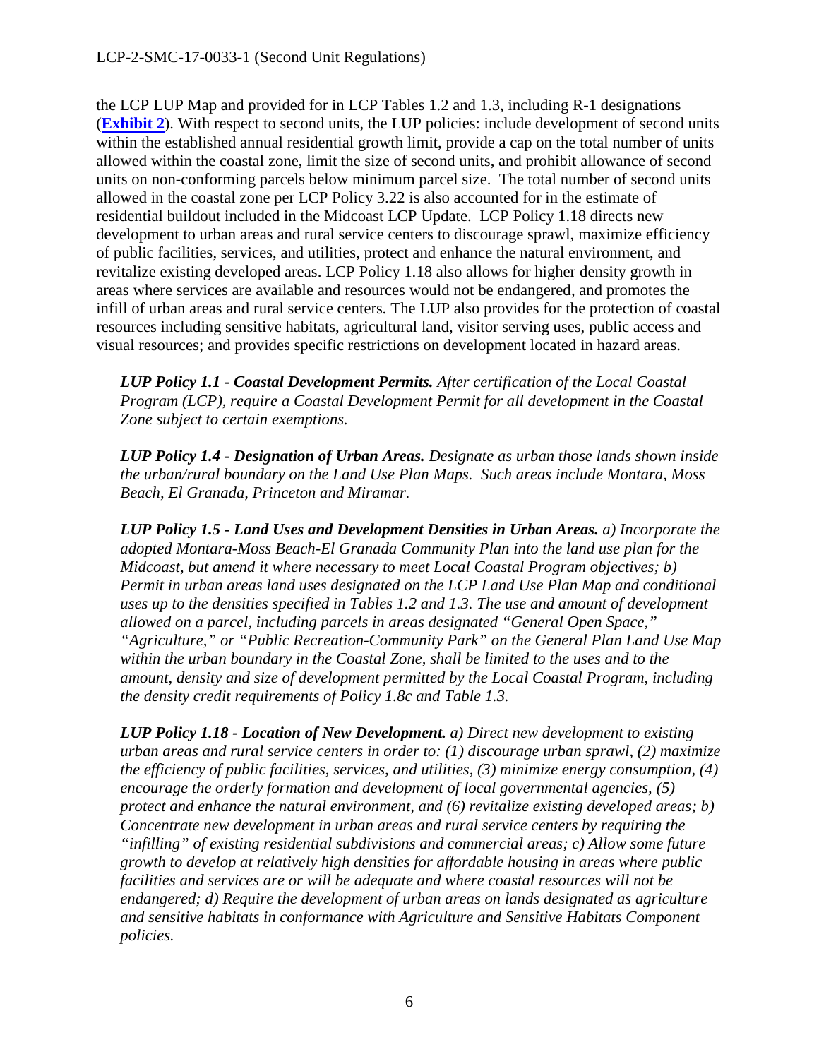the LCP LUP Map and provided for in LCP Tables 1.2 and 1.3, including R-1 designations (**Exhibit 2**). With respect to second units, the LUP policies: include development of second units within the established annual residential growth limit, provide a cap on the total number of units allowed within the coastal zone, limit the size of second units, and prohibit allowance of second units on non-conforming parcels below minimum parcel size. The total number of second units allowed in the coastal zone per LCP Policy 3.22 is also accounted for in the estimate of residential buildout included in the Midcoast LCP Update. LCP Policy 1.18 directs new development to urban areas and rural service centers to discourage sprawl, maximize efficiency of public facilities, services, and utilities, protect and enhance the natural environment, and revitalize existing developed areas. LCP Policy 1.18 also allows for higher density growth in areas where services are available and resources would not be endangered, and promotes the infill of urban areas and rural service centers. The LUP also provides for the protection of coastal resources including sensitive habitats, agricultural land, visitor serving uses, public access and visual resources; and provides specific restrictions on development located in hazard areas.

> ***LUP Policy 1.1 - Coastal Development Permits.*** *After certification of the Local Coastal Program (LCP), require a Coastal Development Permit for all development in the Coastal Zone subject to certain exemptions.*

> ***LUP Policy 1.4 - Designation of Urban Areas.*** *Designate as urban those lands shown inside the urban/rural boundary on the Land Use Plan Maps. Such areas include Montara, Moss Beach, El Granada, Princeton and Miramar.*

> ***LUP Policy 1.5 - Land Uses and Development Densities in Urban Areas.*** *a) Incorporate the adopted Montara-Moss Beach-El Granada Community Plan into the land use plan for the Midcoast, but amend it where necessary to meet Local Coastal Program objectives; b) Permit in urban areas land uses designated on the LCP Land Use Plan Map and conditional uses up to the densities specified in Tables 1.2 and 1.3. The use and amount of development allowed on a parcel, including parcels in areas designated "General Open Space," "Agriculture," or "Public Recreation-Community Park" on the General Plan Land Use Map within the urban boundary in the Coastal Zone, shall be limited to the uses and to the amount, density and size of development permitted by the Local Coastal Program, including the density credit requirements of Policy 1.8c and Table 1.3.*

> ***LUP Policy 1.18 - Location of New Development.*** *a) Direct new development to existing urban areas and rural service centers in order to: (1) discourage urban sprawl, (2) maximize the efficiency of public facilities, services, and utilities, (3) minimize energy consumption, (4) encourage the orderly formation and development of local governmental agencies, (5) protect and enhance the natural environment, and (6) revitalize existing developed areas; b) Concentrate new development in urban areas and rural service centers by requiring the "infilling" of existing residential subdivisions and commercial areas; c) Allow some future growth to develop at relatively high densities for affordable housing in areas where public facilities and services are or will be adequate and where coastal resources will not be endangered; d) Require the development of urban areas on lands designated as agriculture and sensitive habitats in conformance with Agriculture and Sensitive Habitats Component policies.*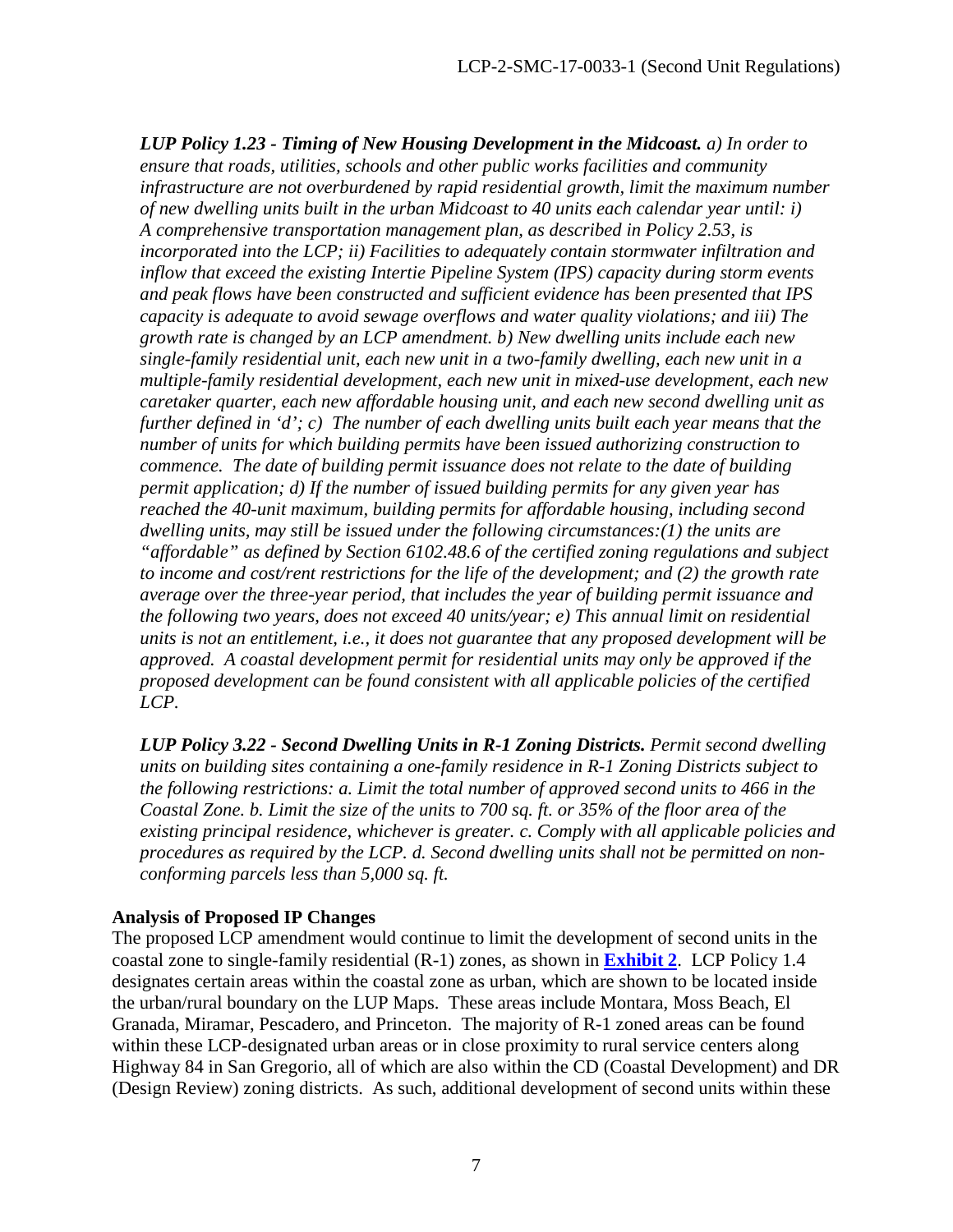***LUP Policy 1.23 - Timing of New Housing Development in the Midcoast.*** *a) In order to ensure that roads, utilities, schools and other public works facilities and community infrastructure are not overburdened by rapid residential growth, limit the maximum number of new dwelling units built in the urban Midcoast to 40 units each calendar year until: i) A comprehensive transportation management plan, as described in Policy 2.53, is incorporated into the LCP; ii) Facilities to adequately contain stormwater infiltration and inflow that exceed the existing Intertie Pipeline System (IPS) capacity during storm events and peak flows have been constructed and sufficient evidence has been presented that IPS capacity is adequate to avoid sewage overflows and water quality violations; and iii) The growth rate is changed by an LCP amendment. b) New dwelling units include each new single-family residential unit, each new unit in a two-family dwelling, each new unit in a multiple-family residential development, each new unit in mixed-use development, each new caretaker quarter, each new affordable housing unit, and each new second dwelling unit as further defined in 'd'; c) The number of each dwelling units built each year means that the number of units for which building permits have been issued authorizing construction to commence. The date of building permit issuance does not relate to the date of building permit application; d) If the number of issued building permits for any given year has reached the 40-unit maximum, building permits for affordable housing, including second dwelling units, may still be issued under the following circumstances:(1) the units are "affordable" as defined by Section 6102.48.6 of the certified zoning regulations and subject to income and cost/rent restrictions for the life of the development; and (2) the growth rate average over the three-year period, that includes the year of building permit issuance and the following two years, does not exceed 40 units/year; e) This annual limit on residential units is not an entitlement, i.e., it does not guarantee that any proposed development will be approved. A coastal development permit for residential units may only be approved if the proposed development can be found consistent with all applicable policies of the certified LCP.*

***LUP Policy 3.22 - Second Dwelling Units in R-1 Zoning Districts.*** *Permit second dwelling units on building sites containing a one-family residence in R-1 Zoning Districts subject to the following restrictions: a. Limit the total number of approved second units to 466 in the Coastal Zone. b. Limit the size of the units to 700 sq. ft. or 35% of the floor area of the existing principal residence, whichever is greater. c. Comply with all applicable policies and procedures as required by the LCP. d. Second dwelling units shall not be permitted on non-conforming parcels less than 5,000 sq. ft.*

**Analysis of Proposed IP Changes**

The proposed LCP amendment would continue to limit the development of second units in the coastal zone to single-family residential (R-1) zones, as shown in **Exhibit 2**. LCP Policy 1.4 designates certain areas within the coastal zone as urban, which are shown to be located inside the urban/rural boundary on the LUP Maps. These areas include Montara, Moss Beach, El Granada, Miramar, Pescadero, and Princeton. The majority of R-1 zoned areas can be found within these LCP-designated urban areas or in close proximity to rural service centers along Highway 84 in San Gregorio, all of which are also within the CD (Coastal Development) and DR (Design Review) zoning districts. As such, additional development of second units within these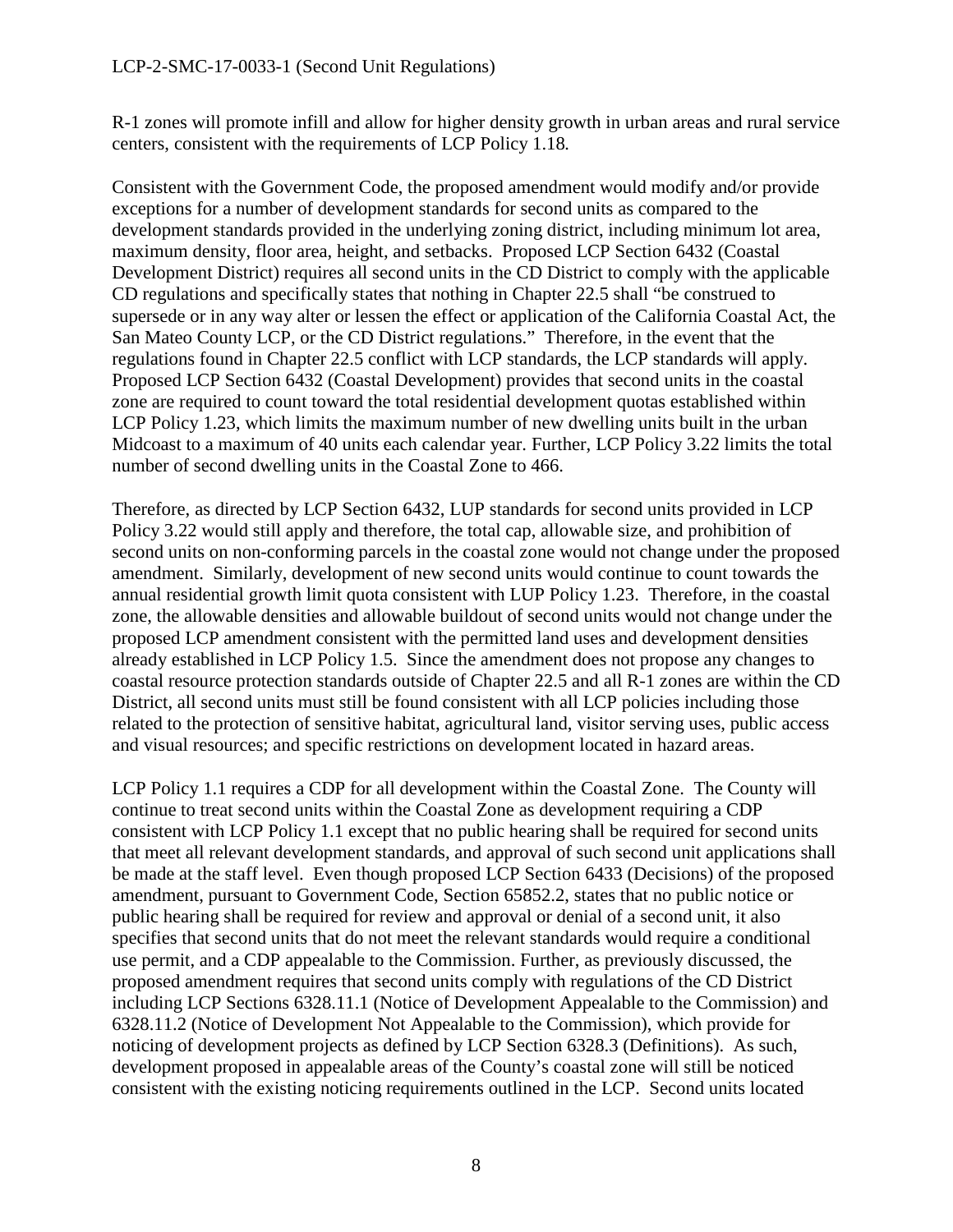R-1 zones will promote infill and allow for higher density growth in urban areas and rural service centers, consistent with the requirements of LCP Policy 1.18*.*

Consistent with the Government Code, the proposed amendment would modify and/or provide exceptions for a number of development standards for second units as compared to the development standards provided in the underlying zoning district, including minimum lot area, maximum density, floor area, height, and setbacks. Proposed LCP Section 6432 (Coastal Development District) requires all second units in the CD District to comply with the applicable CD regulations and specifically states that nothing in Chapter 22.5 shall "be construed to supersede or in any way alter or lessen the effect or application of the California Coastal Act, the San Mateo County LCP, or the CD District regulations." Therefore, in the event that the regulations found in Chapter 22.5 conflict with LCP standards, the LCP standards will apply. Proposed LCP Section 6432 (Coastal Development) provides that second units in the coastal zone are required to count toward the total residential development quotas established within LCP Policy 1.23, which limits the maximum number of new dwelling units built in the urban Midcoast to a maximum of 40 units each calendar year. Further, LCP Policy 3.22 limits the total number of second dwelling units in the Coastal Zone to 466.

Therefore, as directed by LCP Section 6432, LUP standards for second units provided in LCP Policy 3.22 would still apply and therefore, the total cap, allowable size, and prohibition of second units on non-conforming parcels in the coastal zone would not change under the proposed amendment. Similarly, development of new second units would continue to count towards the annual residential growth limit quota consistent with LUP Policy 1.23. Therefore, in the coastal zone, the allowable densities and allowable buildout of second units would not change under the proposed LCP amendment consistent with the permitted land uses and development densities already established in LCP Policy 1.5. Since the amendment does not propose any changes to coastal resource protection standards outside of Chapter 22.5 and all R-1 zones are within the CD District, all second units must still be found consistent with all LCP policies including those related to the protection of sensitive habitat, agricultural land, visitor serving uses, public access and visual resources; and specific restrictions on development located in hazard areas.

LCP Policy 1.1 requires a CDP for all development within the Coastal Zone. The County will continue to treat second units within the Coastal Zone as development requiring a CDP consistent with LCP Policy 1.1 except that no public hearing shall be required for second units that meet all relevant development standards, and approval of such second unit applications shall be made at the staff level. Even though proposed LCP Section 6433 (Decisions) of the proposed amendment, pursuant to Government Code, Section 65852.2, states that no public notice or public hearing shall be required for review and approval or denial of a second unit, it also specifies that second units that do not meet the relevant standards would require a conditional use permit, and a CDP appealable to the Commission. Further, as previously discussed, the proposed amendment requires that second units comply with regulations of the CD District including LCP Sections 6328.11.1 (Notice of Development Appealable to the Commission) and 6328.11.2 (Notice of Development Not Appealable to the Commission), which provide for noticing of development projects as defined by LCP Section 6328.3 (Definitions). As such, development proposed in appealable areas of the County's coastal zone will still be noticed consistent with the existing noticing requirements outlined in the LCP. Second units located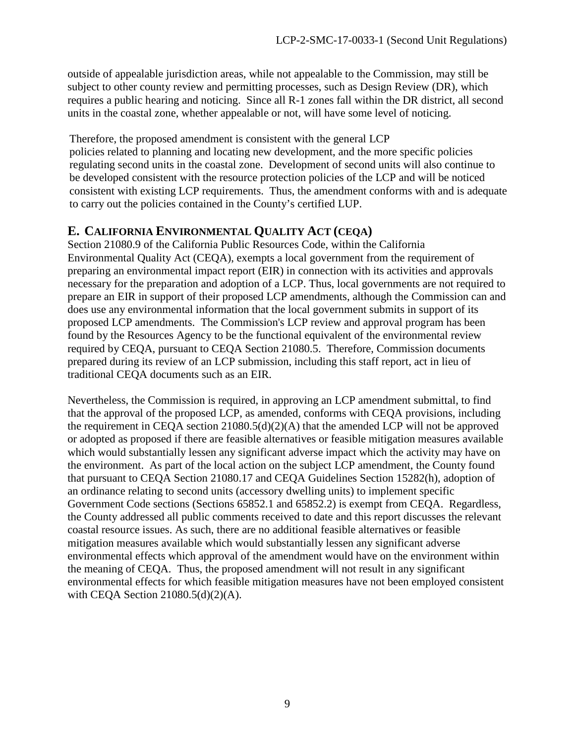outside of appealable jurisdiction areas, while not appealable to the Commission, may still be subject to other county review and permitting processes, such as Design Review (DR), which requires a public hearing and noticing. Since all R-1 zones fall within the DR district, all second units in the coastal zone, whether appealable or not, will have some level of noticing.

Therefore, the proposed amendment is consistent with the general LCP policies related to planning and locating new development, and the more specific policies regulating second units in the coastal zone. Development of second units will also continue to be developed consistent with the resource protection policies of the LCP and will be noticed consistent with existing LCP requirements. Thus, the amendment conforms with and is adequate to carry out the policies contained in the County's certified LUP.

## E. CALIFORNIA ENVIRONMENTAL QUALITY ACT (CEQA)

Section 21080.9 of the California Public Resources Code, within the California Environmental Quality Act (CEQA), exempts a local government from the requirement of preparing an environmental impact report (EIR) in connection with its activities and approvals necessary for the preparation and adoption of a LCP. Thus, local governments are not required to prepare an EIR in support of their proposed LCP amendments, although the Commission can and does use any environmental information that the local government submits in support of its proposed LCP amendments. The Commission's LCP review and approval program has been found by the Resources Agency to be the functional equivalent of the environmental review required by CEQA, pursuant to CEQA Section 21080.5. Therefore, Commission documents prepared during its review of an LCP submission, including this staff report, act in lieu of traditional CEQA documents such as an EIR.

Nevertheless, the Commission is required, in approving an LCP amendment submittal, to find that the approval of the proposed LCP, as amended, conforms with CEQA provisions, including the requirement in CEQA section 21080.5(d)(2)(A) that the amended LCP will not be approved or adopted as proposed if there are feasible alternatives or feasible mitigation measures available which would substantially lessen any significant adverse impact which the activity may have on the environment. As part of the local action on the subject LCP amendment, the County found that pursuant to CEQA Section 21080.17 and CEQA Guidelines Section 15282(h), adoption of an ordinance relating to second units (accessory dwelling units) to implement specific Government Code sections (Sections 65852.1 and 65852.2) is exempt from CEQA. Regardless, the County addressed all public comments received to date and this report discusses the relevant coastal resource issues. As such, there are no additional feasible alternatives or feasible mitigation measures available which would substantially lessen any significant adverse environmental effects which approval of the amendment would have on the environment within the meaning of CEQA. Thus, the proposed amendment will not result in any significant environmental effects for which feasible mitigation measures have not been employed consistent with CEQA Section 21080.5(d)(2)(A).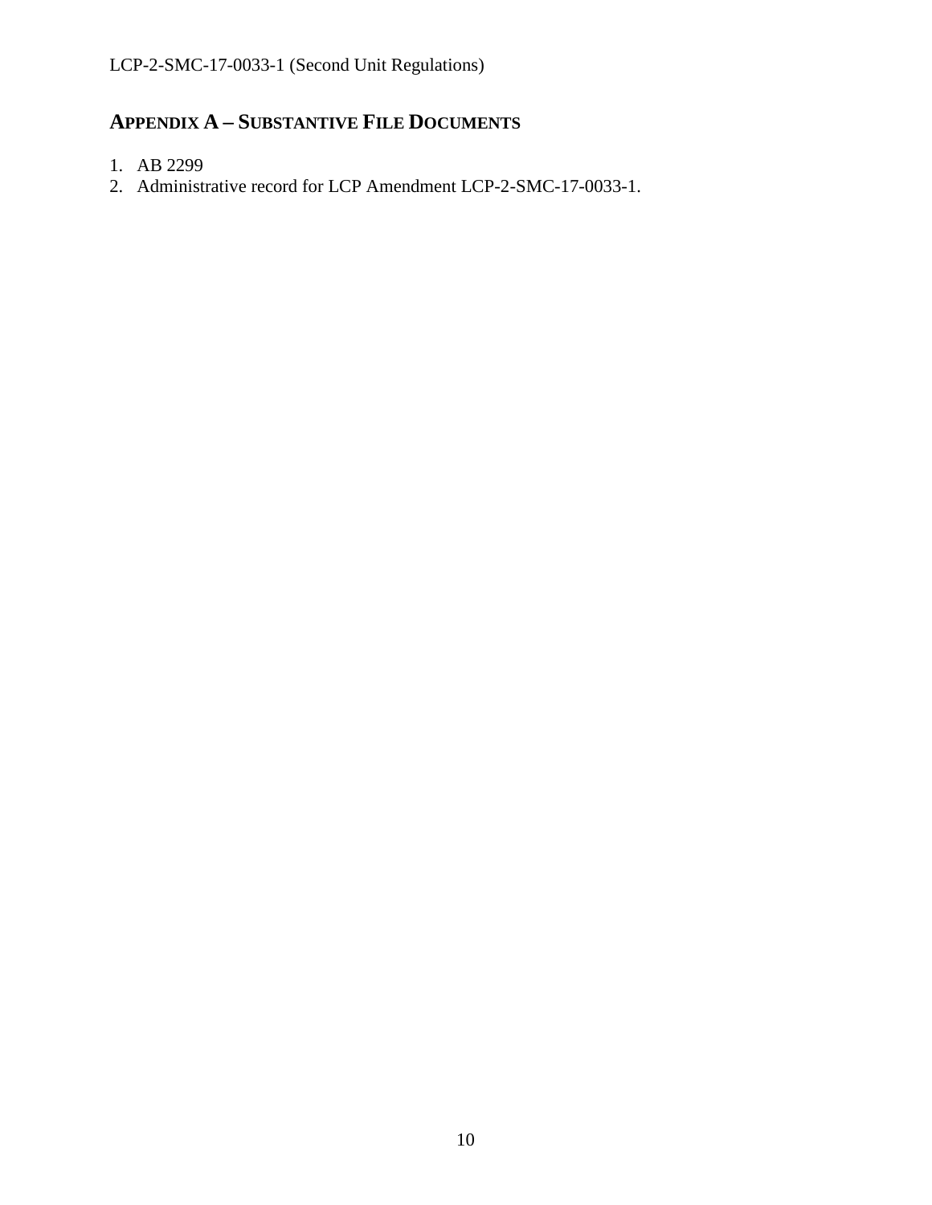## APPENDIX A – SUBSTANTIVE FILE DOCUMENTS

1. AB 2299
2. Administrative record for LCP Amendment LCP-2-SMC-17-0033-1.